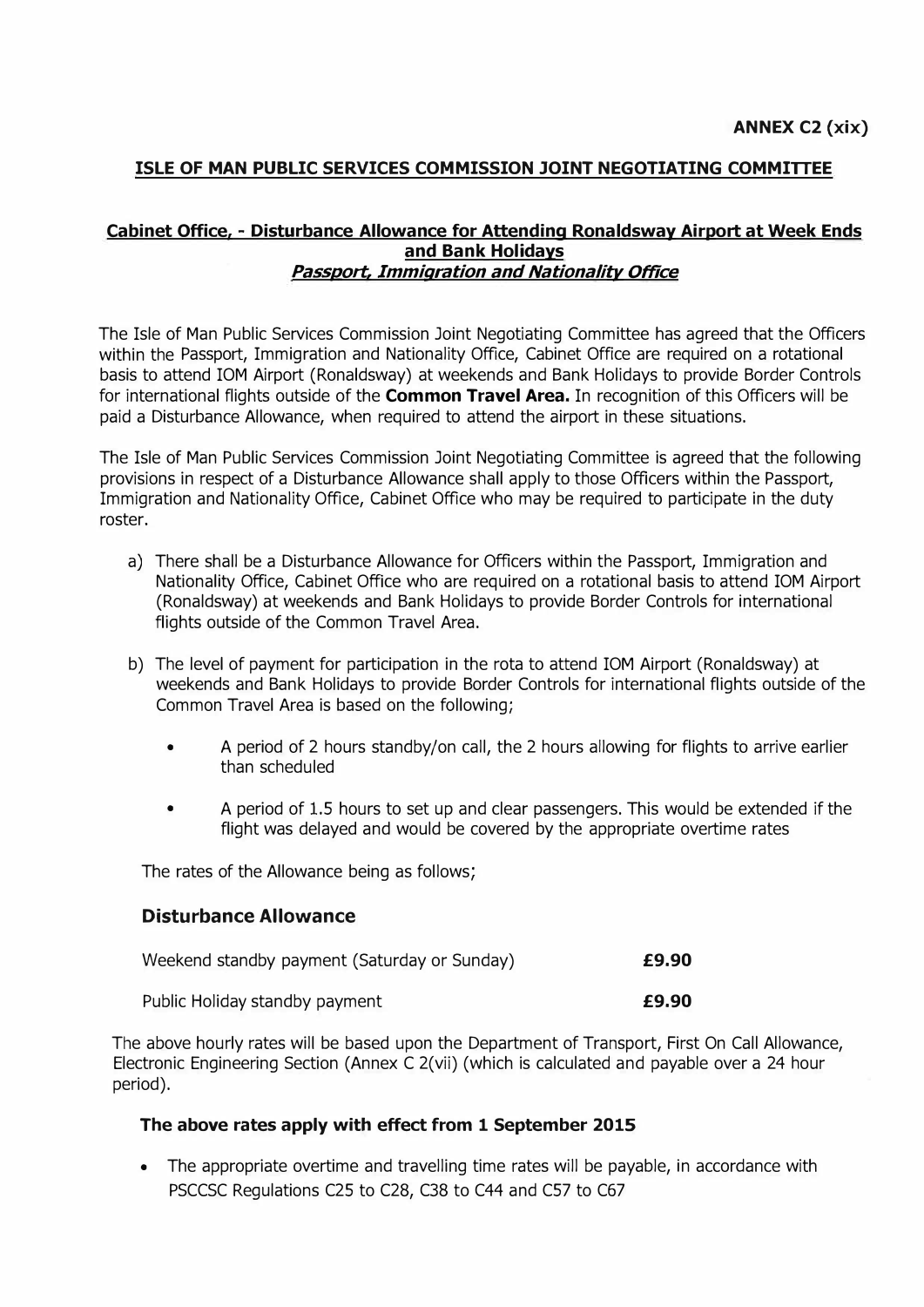**ANNEX C2 (xix)**

## ISLE OF MAN PUBLIC SERVICES COMMISSION JOINT NEGOTIATING COMMITTEE

### Cabinet Office, - Disturbance Allowance for Attending Ronaldsway Airport at Week Ends and Bank Holidays

***Passport, Immigration and Nationality Office***

The Isle of Man Public Services Commission Joint Negotiating Committee has agreed that the Officers within the Passport, Immigration and Nationality Office, Cabinet Office are required on a rotational basis to attend IOM Airport (Ronaldsway) at weekends and Bank Holidays to provide Border Controls for international flights outside of the **Common Travel Area.** In recognition of this Officers will be paid a Disturbance Allowance, when required to attend the airport in these situations.

The Isle of Man Public Services Commission Joint Negotiating Committee is agreed that the following provisions in respect of a Disturbance Allowance shall apply to those Officers within the Passport, Immigration and Nationality Office, Cabinet Office who may be required to participate in the duty roster.

a) There shall be a Disturbance Allowance for Officers within the Passport, Immigration and Nationality Office, Cabinet Office who are required on a rotational basis to attend IOM Airport (Ronaldsway) at weekends and Bank Holidays to provide Border Controls for international flights outside of the Common Travel Area.

b) The level of payment for participation in the rota to attend IOM Airport (Ronaldsway) at weekends and Bank Holidays to provide Border Controls for international flights outside of the Common Travel Area is based on the following;

   - A period of 2 hours standby/on call, the 2 hours allowing for flights to arrive earlier than scheduled
   - A period of 1.5 hours to set up and clear passengers. This would be extended if the flight was delayed and would be covered by the appropriate overtime rates

The rates of the Allowance being as follows;

### Disturbance Allowance

| | |
|---|---|
| Weekend standby payment (Saturday or Sunday) | **£9.90** |
| Public Holiday standby payment | **£9.90** |

The above hourly rates will be based upon the Department of Transport, First On Call Allowance, Electronic Engineering Section (Annex C 2(vii) (which is calculated and payable over a 24 hour period).

**The above rates apply with effect from 1 September 2015**

- The appropriate overtime and travelling time rates will be payable, in accordance with PSCCSC Regulations C25 to C28, C38 to C44 and C57 to C67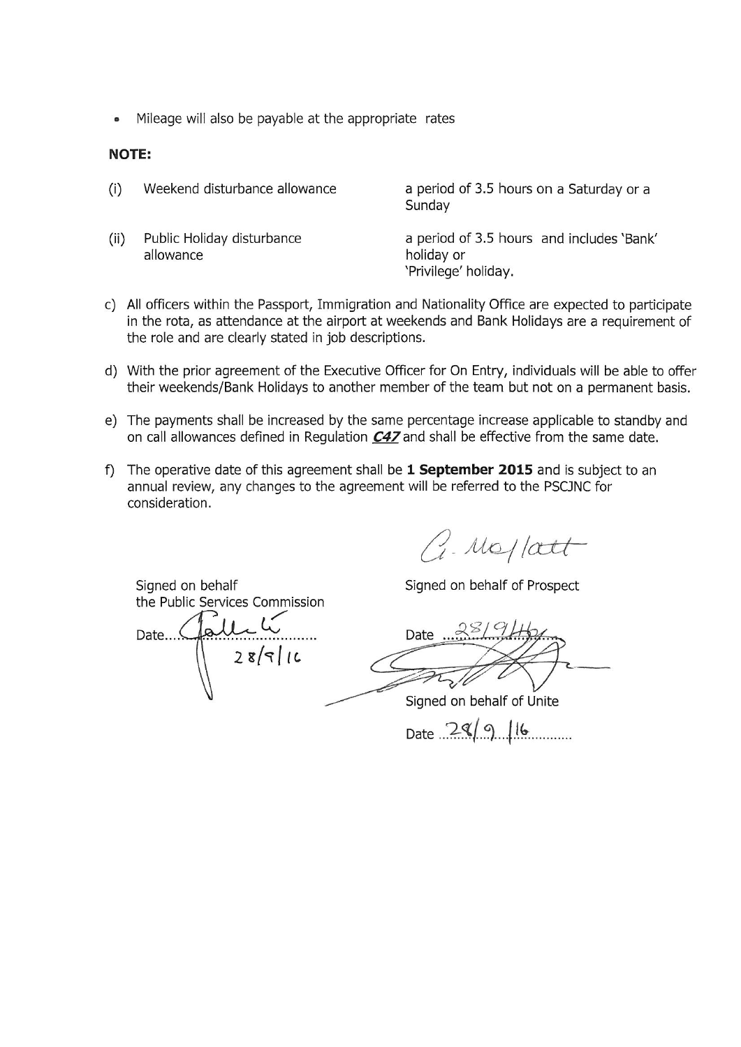- Mileage will also be payable at the appropriate rates

**NOTE:**

| | | |
|---|---|---|
| (i) | Weekend disturbance allowance | a period of 3.5 hours on a Saturday or a Sunday |
| (ii) | Public Holiday disturbance allowance | a period of 3.5 hours and includes 'Bank' holiday or 'Privilege' holiday. |

c) All officers within the Passport, Immigration and Nationality Office are expected to participate in the rota, as attendance at the airport at weekends and Bank Holidays are a requirement of the role and are clearly stated in job descriptions.

d) With the prior agreement of the Executive Officer for On Entry, individuals will be able to offer their weekends/Bank Holidays to another member of the team but not on a permanent basis.

e) The payments shall be increased by the same percentage increase applicable to standby and on call allowances defined in Regulation ***C47*** and shall be effective from the same date.

f) The operative date of this agreement shall be **1 September 2015** and is subject to an annual review, any changes to the agreement will be referred to the PSCJNC for consideration.

G. Moffatt

Signed on behalf the Public Services Commission

Date 28/9/16

Signed on behalf of Prospect

Date 28/9/16

Signed on behalf of Unite

Date 28/9/16